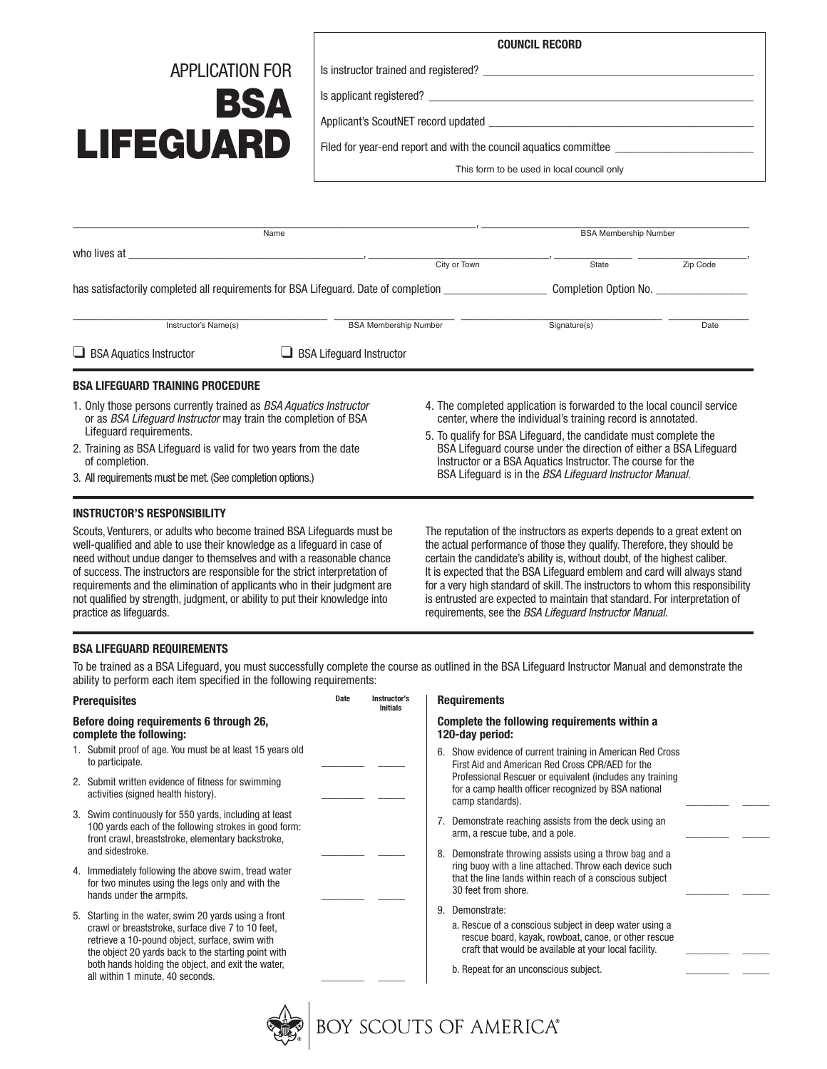# APPLICATION FOR BSA LIFEGUARD

**COUNCIL RECORD**

Is instructor trained and registered? ____________________

Is applicant registered? ____________________

Applicant's ScoutNET record updated ____________________

Filed for year-end report and with the council aquatics committee ____________________

This form to be used in local council only

______________________________, ______________________________
Name — BSA Membership Number

who lives at ______________________, ______________________, __________ __________,
City or Town — State — Zip Code

has satisfactorily completed all requirements for BSA Lifeguard. Date of completion __________ Completion Option No. __________

______________________ ______________________ ______________________ __________
Instructor's Name(s) — BSA Membership Number — Signature(s) — Date

❑ BSA Aquatics Instructor ❑ BSA Lifeguard Instructor

## BSA LIFEGUARD TRAINING PROCEDURE

1. Only those persons currently trained as *BSA Aquatics Instructor* or as *BSA Lifeguard Instructor* may train the completion of BSA Lifeguard requirements.
2. Training as BSA Lifeguard is valid for two years from the date of completion.
3. All requirements must be met. (See completion options.)
4. The completed application is forwarded to the local council service center, where the individual's training record is annotated.
5. To qualify for BSA Lifeguard, the candidate must complete the BSA Lifeguard course under the direction of either a BSA Lifeguard Instructor or a BSA Aquatics Instructor. The course for the BSA Lifeguard is in the *BSA Lifeguard Instructor Manual.*

## INSTRUCTOR'S RESPONSIBILITY

Scouts, Venturers, or adults who become trained BSA Lifeguards must be well-qualified and able to use their knowledge as a lifeguard in case of need without undue danger to themselves and with a reasonable chance of success. The instructors are responsible for the strict interpretation of requirements and the elimination of applicants who in their judgment are not qualified by strength, judgment, or ability to put their knowledge into practice as lifeguards.

The reputation of the instructors as experts depends to a great extent on the actual performance of those they qualify. Therefore, they should be certain the candidate's ability is, without doubt, of the highest caliber. It is expected that the BSA Lifeguard emblem and card will always stand for a very high standard of skill. The instructors to whom this responsibility is entrusted are expected to maintain that standard. For interpretation of requirements, see the *BSA Lifeguard Instructor Manual.*

## BSA LIFEGUARD REQUIREMENTS

To be trained as a BSA Lifeguard, you must successfully complete the course as outlined in the BSA Lifeguard Instructor Manual and demonstrate the ability to perform each item specified in the following requirements:

### Prerequisites

**Before doing requirements 6 through 26, complete the following:**

| Requirement | Date | Instructor's Initials |
|---|---|---|
| 1. Submit proof of age. You must be at least 15 years old to participate. | | |
| 2. Submit written evidence of fitness for swimming activities (signed health history). | | |
| 3. Swim continuously for 550 yards, including at least 100 yards each of the following strokes in good form: front crawl, breaststroke, elementary backstroke, and sidestroke. | | |
| 4. Immediately following the above swim, tread water for two minutes using the legs only and with the hands under the armpits. | | |
| 5. Starting in the water, swim 20 yards using a front crawl or breaststroke, surface dive 7 to 10 feet, retrieve a 10-pound object, surface, swim with the object 20 yards back to the starting point with both hands holding the object, and exit the water, all within 1 minute, 40 seconds. | | |

### Requirements

**Complete the following requirements within a 120-day period:**

| Requirement | Date | Instructor's Initials |
|---|---|---|
| 6. Show evidence of current training in American Red Cross First Aid and American Red Cross CPR/AED for the Professional Rescuer or equivalent (includes any training for a camp health officer recognized by BSA national camp standards). | | |
| 7. Demonstrate reaching assists from the deck using an arm, a rescue tube, and a pole. | | |
| 8. Demonstrate throwing assists using a throw bag and a ring buoy with a line attached. Throw each device such that the line lands within reach of a conscious subject 30 feet from shore. | | |
| 9. Demonstrate: a. Rescue of a conscious subject in deep water using a rescue board, kayak, rowboat, canoe, or other rescue craft that would be available at your local facility. | | |
| b. Repeat for an unconscious subject. | | |

BOY SCOUTS OF AMERICA®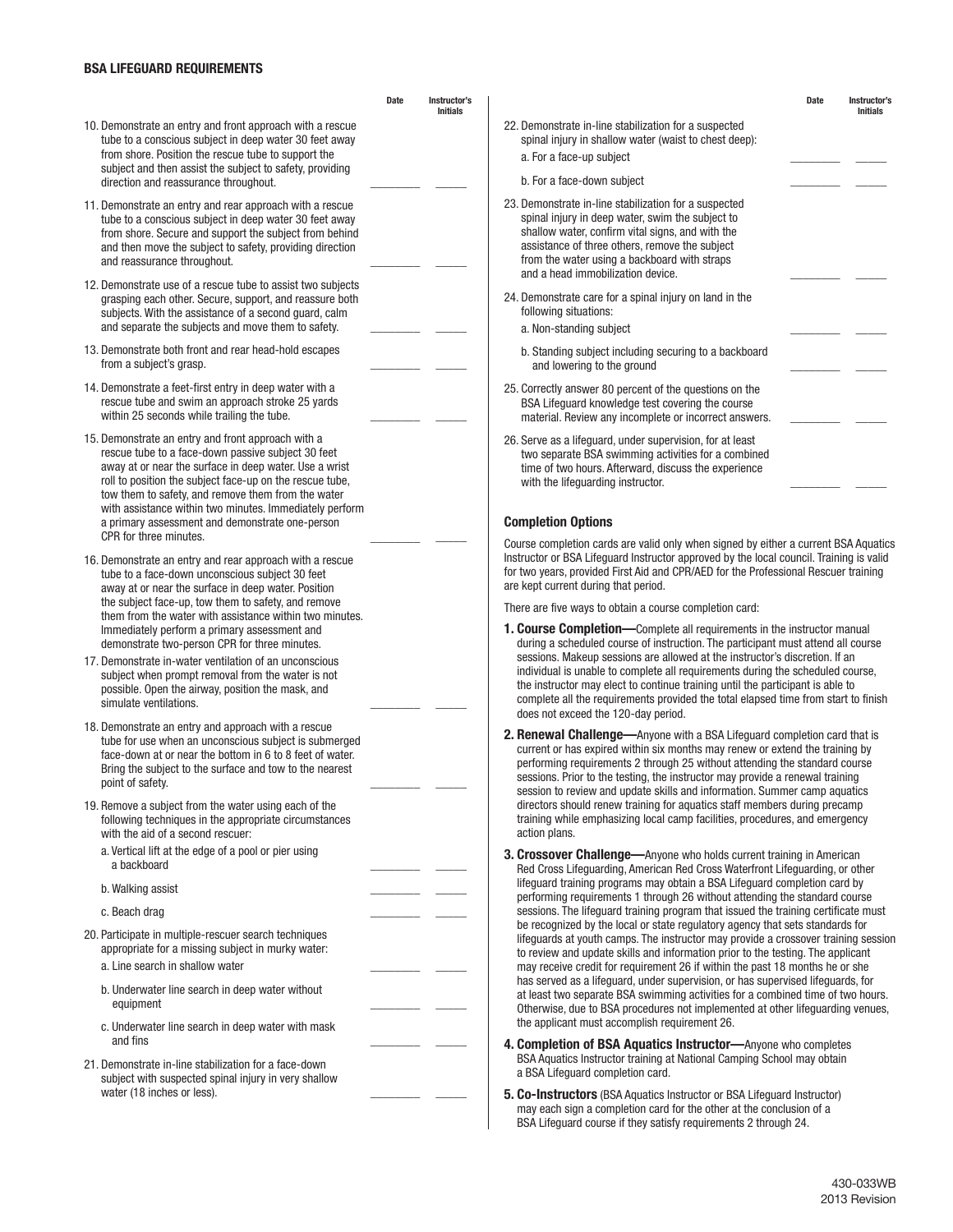## BSA LIFEGUARD REQUIREMENTS

| | Date | Instructor's Initials |
|---|---|---|
| 10. Demonstrate an entry and front approach with a rescue tube to a conscious subject in deep water 30 feet away from shore. Position the rescue tube to support the subject and then assist the subject to safety, providing direction and reassurance throughout. | | |
| 11. Demonstrate an entry and rear approach with a rescue tube to a conscious subject in deep water 30 feet away from shore. Secure and support the subject from behind and then move the subject to safety, providing direction and reassurance throughout. | | |
| 12. Demonstrate use of a rescue tube to assist two subjects grasping each other. Secure, support, and reassure both subjects. With the assistance of a second guard, calm and separate the subjects and move them to safety. | | |
| 13. Demonstrate both front and rear head-hold escapes from a subject's grasp. | | |
| 14. Demonstrate a feet-first entry in deep water with a rescue tube and swim an approach stroke 25 yards within 25 seconds while trailing the tube. | | |
| 15. Demonstrate an entry and front approach with a rescue tube to a face-down passive subject 30 feet away at or near the surface in deep water. Use a wrist roll to position the subject face-up on the rescue tube, tow them to safety, and remove them from the water with assistance within two minutes. Immediately perform a primary assessment and demonstrate one-person CPR for three minutes. | | |
| 16. Demonstrate an entry and rear approach with a rescue tube to a face-down unconscious subject 30 feet away at or near the surface in deep water. Position the subject face-up, tow them to safety, and remove them from the water with assistance within two minutes. Immediately perform a primary assessment and demonstrate two-person CPR for three minutes. | | |
| 17. Demonstrate in-water ventilation of an unconscious subject when prompt removal from the water is not possible. Open the airway, position the mask, and simulate ventilations. | | |
| 18. Demonstrate an entry and approach with a rescue tube for use when an unconscious subject is submerged face-down at or near the bottom in 6 to 8 feet of water. Bring the subject to the surface and tow to the nearest point of safety. | | |
| 19. Remove a subject from the water using each of the following techniques in the appropriate circumstances with the aid of a second rescuer: | | |
| a. Vertical lift at the edge of a pool or pier using a backboard | | |
| b. Walking assist | | |
| c. Beach drag | | |
| 20. Participate in multiple-rescuer search techniques appropriate for a missing subject in murky water: | | |
| a. Line search in shallow water | | |
| b. Underwater line search in deep water without equipment | | |
| c. Underwater line search in deep water with mask and fins | | |
| 21. Demonstrate in-line stabilization for a face-down subject with suspected spinal injury in very shallow water (18 inches or less). | | |
| 22. Demonstrate in-line stabilization for a suspected spinal injury in shallow water (waist to chest deep): | | |
| a. For a face-up subject | | |
| b. For a face-down subject | | |
| 23. Demonstrate in-line stabilization for a suspected spinal injury in deep water, swim the subject to shallow water, confirm vital signs, and with the assistance of three others, remove the subject from the water using a backboard with straps and a head immobilization device. | | |
| 24. Demonstrate care for a spinal injury on land in the following situations: | | |
| a. Non-standing subject | | |
| b. Standing subject including securing to a backboard and lowering to the ground | | |
| 25. Correctly answer 80 percent of the questions on the BSA Lifeguard knowledge test covering the course material. Review any incomplete or incorrect answers. | | |
| 26. Serve as a lifeguard, under supervision, for at least two separate BSA swimming activities for a combined time of two hours. Afterward, discuss the experience with the lifeguarding instructor. | | |

### Completion Options

Course completion cards are valid only when signed by either a current BSA Aquatics Instructor or BSA Lifeguard Instructor approved by the local council. Training is valid for two years, provided First Aid and CPR/AED for the Professional Rescuer training are kept current during that period.

There are five ways to obtain a course completion card:

1. **Course Completion—**Complete all requirements in the instructor manual during a scheduled course of instruction. The participant must attend all course sessions. Makeup sessions are allowed at the instructor's discretion. If an individual is unable to complete all requirements during the scheduled course, the instructor may elect to continue training until the participant is able to complete all the requirements provided the total elapsed time from start to finish does not exceed the 120-day period.
2. **Renewal Challenge—**Anyone with a BSA Lifeguard completion card that is current or has expired within six months may renew or extend the training by performing requirements 2 through 25 without attending the standard course sessions. Prior to the testing, the instructor may provide a renewal training session to review and update skills and information. Summer camp aquatics directors should renew training for aquatics staff members during precamp training while emphasizing local camp facilities, procedures, and emergency action plans.
3. **Crossover Challenge—**Anyone who holds current training in American Red Cross Lifeguarding, American Red Cross Waterfront Lifeguarding, or other lifeguard training programs may obtain a BSA Lifeguard completion card by performing requirements 1 through 26 without attending the standard course sessions. The lifeguard training program that issued the training certificate must be recognized by the local or state regulatory agency that sets standards for lifeguards at youth camps. The instructor may provide a crossover training session to review and update skills and information prior to the testing. The applicant may receive credit for requirement 26 if within the past 18 months he or she has served as a lifeguard, under supervision, or has supervised lifeguards, for at least two separate BSA swimming activities for a combined time of two hours. Otherwise, due to BSA procedures not implemented at other lifeguarding venues, the applicant must accomplish requirement 26.
4. **Completion of BSA Aquatics Instructor—**Anyone who completes BSA Aquatics Instructor training at National Camping School may obtain a BSA Lifeguard completion card.
5. **Co-Instructors** (BSA Aquatics Instructor or BSA Lifeguard Instructor) may each sign a completion card for the other at the conclusion of a BSA Lifeguard course if they satisfy requirements 2 through 24.

430-033WB
2013 Revision